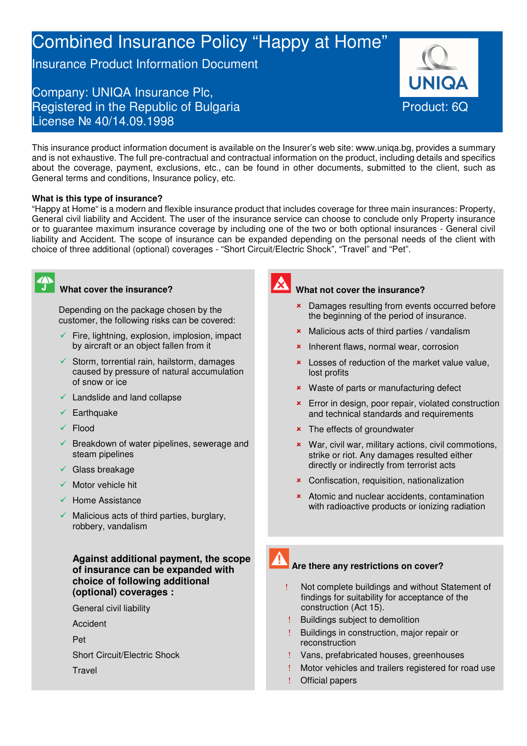# Combined Insurance Policy "Happy at Home"

## Insurance Product Information Document

Company: UNIQA Insurance Plc,
Registered in the Republic of Bulgaria
License № 40/14.09.1998

UNIQA

Product: 6Q

This insurance product information document is available on the Insurer's web site: www.uniqa.bg, provides a summary and is not exhaustive. The full pre-contractual and contractual information on the product, including details and specifics about the coverage, payment, exclusions, etc., can be found in other documents, submitted to the client, such as General terms and conditions, Insurance policy, etc.

**What is this type of insurance?**

"Happy at Home" is a modern and flexible insurance product that includes coverage for three main insurances: Property, General civil liability and Accident. The user of the insurance service can choose to conclude only Property insurance or to guarantee maximum insurance coverage by including one of the two or both optional insurances - General civil liability and Accident. The scope of insurance can be expanded depending on the personal needs of the client with choice of three additional (optional) coverages - "Short Circuit/Electric Shock", "Travel" and "Pet".

### What cover the insurance?

Depending on the package chosen by the customer, the following risks can be covered:

- ✓ Fire, lightning, explosion, implosion, impact by aircraft or an object fallen from it
- ✓ Storm, torrential rain, hailstorm, damages caused by pressure of natural accumulation of snow or ice
- ✓ Landslide and land collapse
- ✓ Earthquake
- ✓ Flood
- ✓ Breakdown of water pipelines, sewerage and steam pipelines
- ✓ Glass breakage
- ✓ Motor vehicle hit
- ✓ Home Assistance
- ✓ Malicious acts of third parties, burglary, robbery, vandalism

**Against additional payment, the scope of insurance can be expanded with choice of following additional (optional) coverages :**

General civil liability

Accident

Pet

Short Circuit/Electric Shock

Travel

### What not cover the insurance?

- × Damages resulting from events occurred before the beginning of the period of insurance.
- × Malicious acts of third parties / vandalism
- × Inherent flaws, normal wear, corrosion
- × Losses of reduction of the market value value, lost profits
- × Waste of parts or manufacturing defect
- × Error in design, poor repair, violated construction and technical standards and requirements
- × The effects of groundwater
- × War, civil war, military actions, civil commotions, strike or riot. Any damages resulted either directly or indirectly from terrorist acts
- × Confiscation, requisition, nationalization
- × Atomic and nuclear accidents, contamination with radioactive products or ionizing radiation

### Are there any restrictions on cover?

- ! Not complete buildings and without Statement of findings for suitability for acceptance of the construction (Act 15).
- ! Buildings subject to demolition
- ! Buildings in construction, major repair or reconstruction
- ! Vans, prefabricated houses, greenhouses
- ! Motor vehicles and trailers registered for road use
- ! Official papers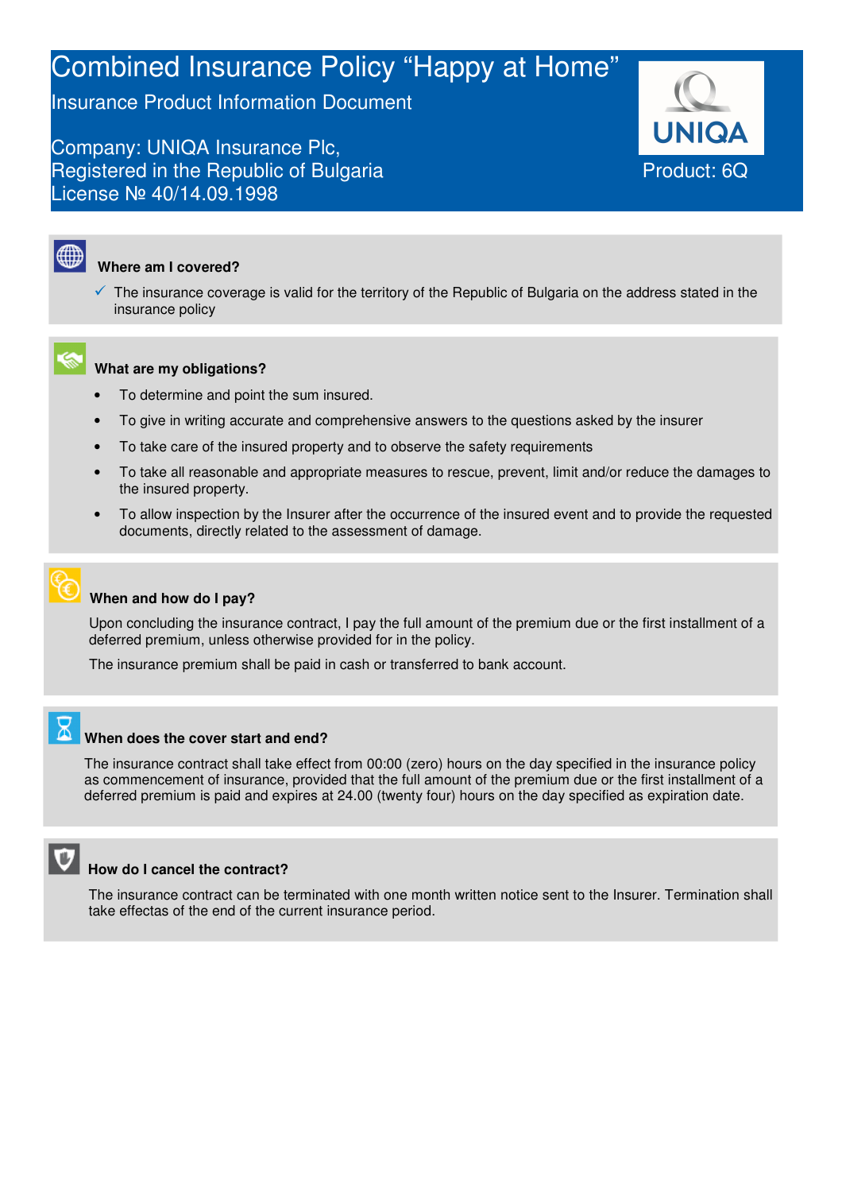# Combined Insurance Policy "Happy at Home"

Insurance Product Information Document

Company: UNIQA Insurance Plc,
Registered in the Republic of Bulgaria
License № 40/14.09.1998

UNIQA

Product: 6Q

## Where am I covered?

- ✓ The insurance coverage is valid for the territory of the Republic of Bulgaria on the address stated in the insurance policy

## What are my obligations?

- To determine and point the sum insured.
- To give in writing accurate and comprehensive answers to the questions asked by the insurer
- To take care of the insured property and to observe the safety requirements
- To take all reasonable and appropriate measures to rescue, prevent, limit and/or reduce the damages to the insured property.
- To allow inspection by the Insurer after the occurrence of the insured event and to provide the requested documents, directly related to the assessment of damage.

## When and how do I pay?

Upon concluding the insurance contract, I pay the full amount of the premium due or the first installment of a deferred premium, unless otherwise provided for in the policy.

The insurance premium shall be paid in cash or transferred to bank account.

## When does the cover start and end?

The insurance contract shall take effect from 00:00 (zero) hours on the day specified in the insurance policy as commencement of insurance, provided that the full amount of the premium due or the first installment of a deferred premium is paid and expires at 24.00 (twenty four) hours on the day specified as expiration date.

## How do I cancel the contract?

The insurance contract can be terminated with one month written notice sent to the Insurer. Termination shall take effectas of the end of the current insurance period.